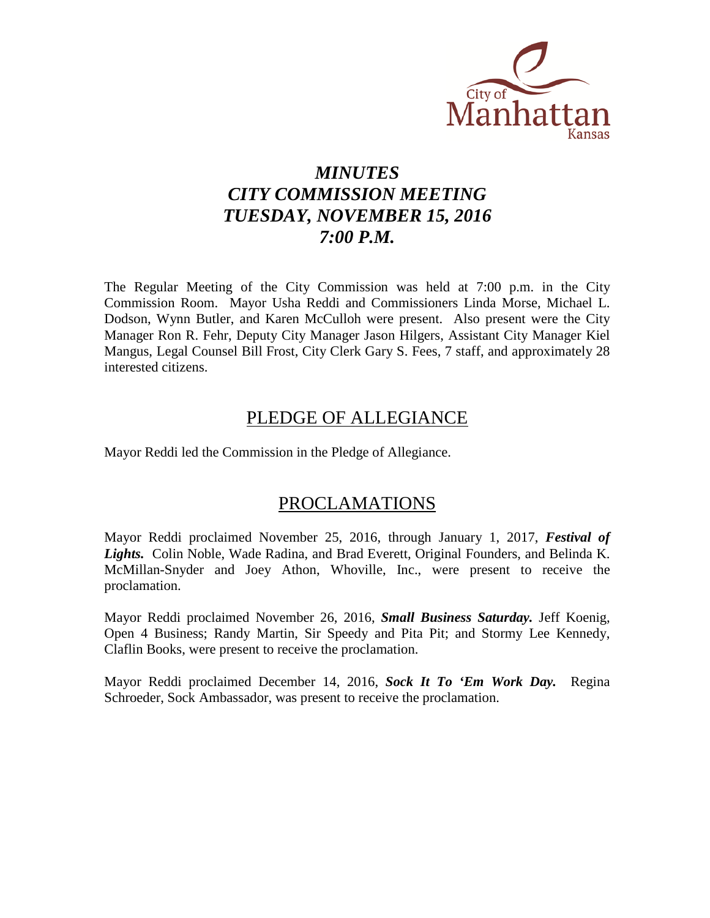# *MINUTES*
# *CITY COMMISSION MEETING*
# *TUESDAY, NOVEMBER 15, 2016*
# *7:00 P.M.*

The Regular Meeting of the City Commission was held at 7:00 p.m. in the City Commission Room. Mayor Usha Reddi and Commissioners Linda Morse, Michael L. Dodson, Wynn Butler, and Karen McCulloh were present. Also present were the City Manager Ron R. Fehr, Deputy City Manager Jason Hilgers, Assistant City Manager Kiel Mangus, Legal Counsel Bill Frost, City Clerk Gary S. Fees, 7 staff, and approximately 28 interested citizens.

## PLEDGE OF ALLEGIANCE

Mayor Reddi led the Commission in the Pledge of Allegiance.

## PROCLAMATIONS

Mayor Reddi proclaimed November 25, 2016, through January 1, 2017, ***Festival of Lights.*** Colin Noble, Wade Radina, and Brad Everett, Original Founders, and Belinda K. McMillan-Snyder and Joey Athon, Whoville, Inc., were present to receive the proclamation.

Mayor Reddi proclaimed November 26, 2016, ***Small Business Saturday.*** Jeff Koenig, Open 4 Business; Randy Martin, Sir Speedy and Pita Pit; and Stormy Lee Kennedy, Claflin Books, were present to receive the proclamation.

Mayor Reddi proclaimed December 14, 2016, ***Sock It To 'Em Work Day.*** Regina Schroeder, Sock Ambassador, was present to receive the proclamation.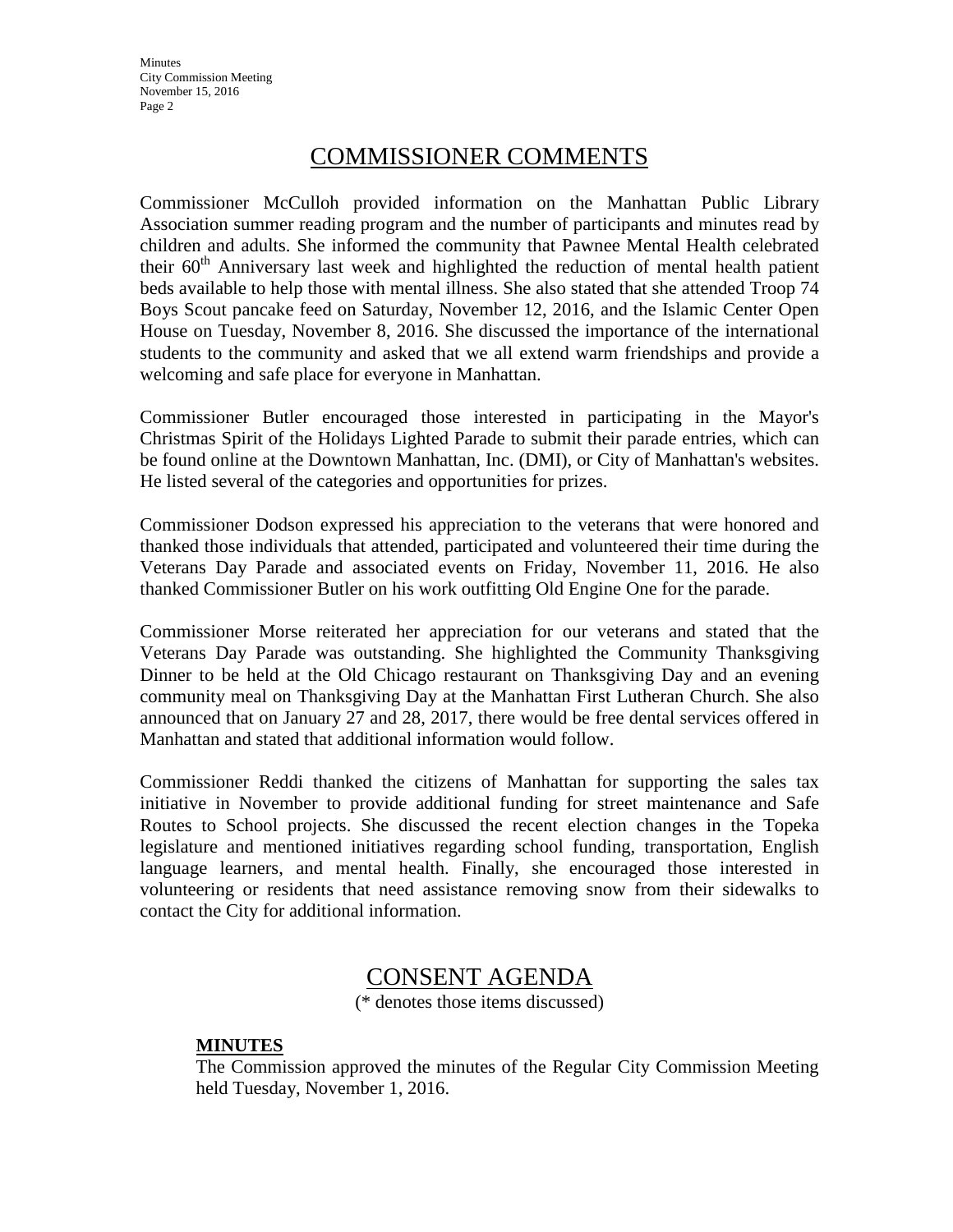## COMMISSIONER COMMENTS

Commissioner McCulloh provided information on the Manhattan Public Library Association summer reading program and the number of participants and minutes read by children and adults. She informed the community that Pawnee Mental Health celebrated their 60th Anniversary last week and highlighted the reduction of mental health patient beds available to help those with mental illness. She also stated that she attended Troop 74 Boys Scout pancake feed on Saturday, November 12, 2016, and the Islamic Center Open House on Tuesday, November 8, 2016. She discussed the importance of the international students to the community and asked that we all extend warm friendships and provide a welcoming and safe place for everyone in Manhattan.

Commissioner Butler encouraged those interested in participating in the Mayor's Christmas Spirit of the Holidays Lighted Parade to submit their parade entries, which can be found online at the Downtown Manhattan, Inc. (DMI), or City of Manhattan's websites. He listed several of the categories and opportunities for prizes.

Commissioner Dodson expressed his appreciation to the veterans that were honored and thanked those individuals that attended, participated and volunteered their time during the Veterans Day Parade and associated events on Friday, November 11, 2016. He also thanked Commissioner Butler on his work outfitting Old Engine One for the parade.

Commissioner Morse reiterated her appreciation for our veterans and stated that the Veterans Day Parade was outstanding. She highlighted the Community Thanksgiving Dinner to be held at the Old Chicago restaurant on Thanksgiving Day and an evening community meal on Thanksgiving Day at the Manhattan First Lutheran Church. She also announced that on January 27 and 28, 2017, there would be free dental services offered in Manhattan and stated that additional information would follow.

Commissioner Reddi thanked the citizens of Manhattan for supporting the sales tax initiative in November to provide additional funding for street maintenance and Safe Routes to School projects. She discussed the recent election changes in the Topeka legislature and mentioned initiatives regarding school funding, transportation, English language learners, and mental health. Finally, she encouraged those interested in volunteering or residents that need assistance removing snow from their sidewalks to contact the City for additional information.

## CONSENT AGENDA

(* denotes those items discussed)

**MINUTES**

The Commission approved the minutes of the Regular City Commission Meeting held Tuesday, November 1, 2016.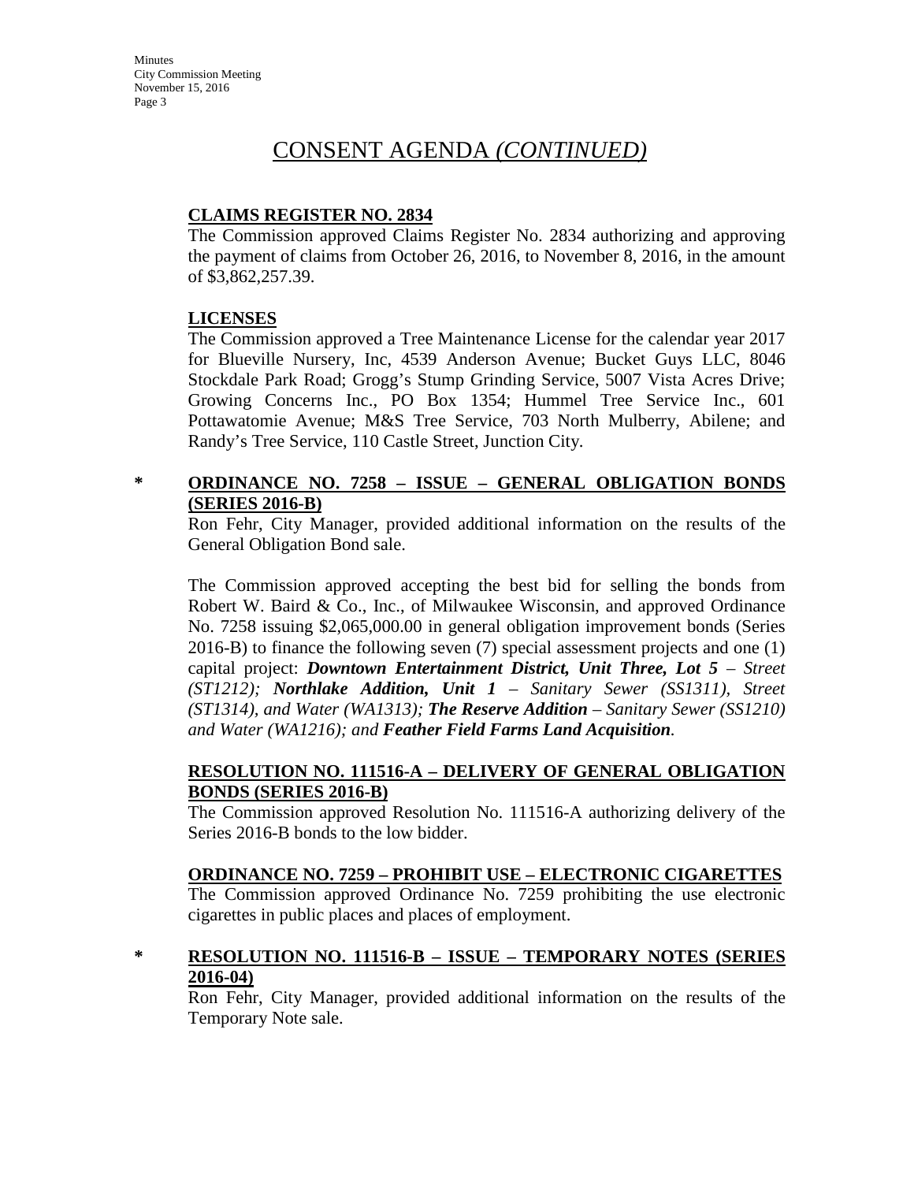# CONSENT AGENDA *(CONTINUED)*

**CLAIMS REGISTER NO. 2834**

The Commission approved Claims Register No. 2834 authorizing and approving the payment of claims from October 26, 2016, to November 8, 2016, in the amount of $3,862,257.39.

**LICENSES**

The Commission approved a Tree Maintenance License for the calendar year 2017 for Blueville Nursery, Inc, 4539 Anderson Avenue; Bucket Guys LLC, 8046 Stockdale Park Road; Grogg's Stump Grinding Service, 5007 Vista Acres Drive; Growing Concerns Inc., PO Box 1354; Hummel Tree Service Inc., 601 Pottawatomie Avenue; M&S Tree Service, 703 North Mulberry, Abilene; and Randy's Tree Service, 110 Castle Street, Junction City.

\* **ORDINANCE NO. 7258 – ISSUE – GENERAL OBLIGATION BONDS (SERIES 2016-B)**

Ron Fehr, City Manager, provided additional information on the results of the General Obligation Bond sale.

The Commission approved accepting the best bid for selling the bonds from Robert W. Baird & Co., Inc., of Milwaukee Wisconsin, and approved Ordinance No. 7258 issuing $2,065,000.00 in general obligation improvement bonds (Series 2016-B) to finance the following seven (7) special assessment projects and one (1) capital project: ***Downtown Entertainment District, Unit Three, Lot 5*** *– Street (ST1212);* ***Northlake Addition, Unit 1*** *– Sanitary Sewer (SS1311), Street (ST1314), and Water (WA1313);* ***The Reserve Addition*** *– Sanitary Sewer (SS1210) and Water (WA1216); and* ***Feather Field Farms Land Acquisition****.*

**RESOLUTION NO. 111516-A – DELIVERY OF GENERAL OBLIGATION BONDS (SERIES 2016-B)**

The Commission approved Resolution No. 111516-A authorizing delivery of the Series 2016-B bonds to the low bidder.

**ORDINANCE NO. 7259 – PROHIBIT USE – ELECTRONIC CIGARETTES**

The Commission approved Ordinance No. 7259 prohibiting the use electronic cigarettes in public places and places of employment.

\* **RESOLUTION NO. 111516-B – ISSUE – TEMPORARY NOTES (SERIES 2016-04)**

Ron Fehr, City Manager, provided additional information on the results of the Temporary Note sale.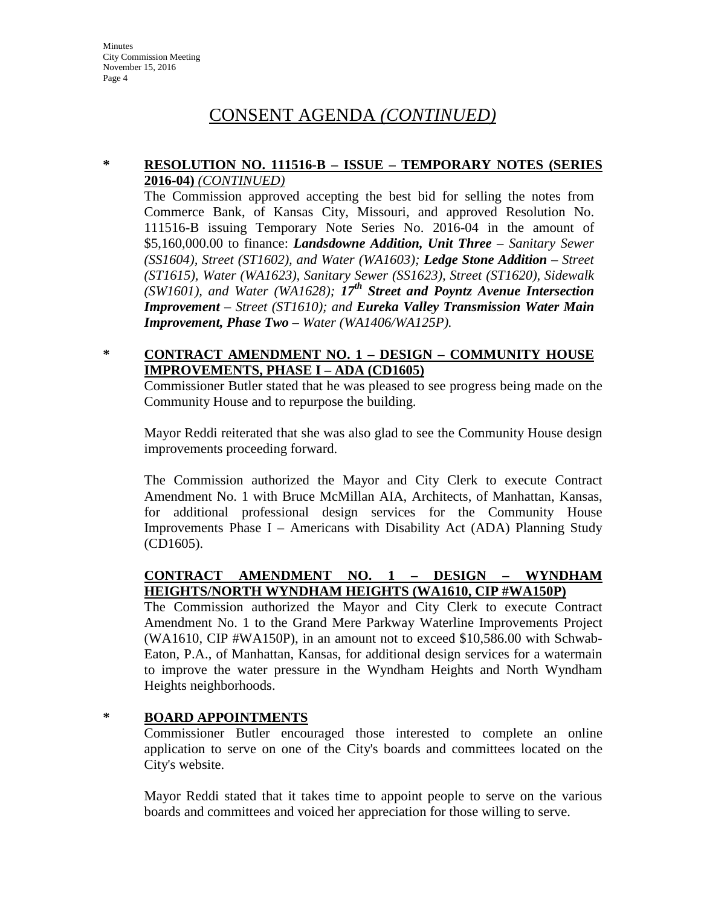# CONSENT AGENDA *(CONTINUED)*

**\* RESOLUTION NO. 111516-B – ISSUE – TEMPORARY NOTES (SERIES 2016-04)** *(CONTINUED)*

The Commission approved accepting the best bid for selling the notes from Commerce Bank, of Kansas City, Missouri, and approved Resolution No. 111516-B issuing Temporary Note Series No. 2016-04 in the amount of $5,160,000.00 to finance: ***Landsdowne Addition, Unit Three*** *– Sanitary Sewer (SS1604), Street (ST1602), and Water (WA1603);* ***Ledge Stone Addition*** *– Street (ST1615), Water (WA1623), Sanitary Sewer (SS1623), Street (ST1620), Sidewalk (SW1601), and Water (WA1628);* ***17th Street and Poyntz Avenue Intersection Improvement*** *– Street (ST1610); and* ***Eureka Valley Transmission Water Main Improvement, Phase Two*** *– Water (WA1406/WA125P).*

**\* CONTRACT AMENDMENT NO. 1 – DESIGN – COMMUNITY HOUSE IMPROVEMENTS, PHASE I – ADA (CD1605)**

Commissioner Butler stated that he was pleased to see progress being made on the Community House and to repurpose the building.

Mayor Reddi reiterated that she was also glad to see the Community House design improvements proceeding forward.

The Commission authorized the Mayor and City Clerk to execute Contract Amendment No. 1 with Bruce McMillan AIA, Architects, of Manhattan, Kansas, for additional professional design services for the Community House Improvements Phase I – Americans with Disability Act (ADA) Planning Study (CD1605).

**CONTRACT AMENDMENT NO. 1 – DESIGN – WYNDHAM HEIGHTS/NORTH WYNDHAM HEIGHTS (WA1610, CIP #WA150P)**

The Commission authorized the Mayor and City Clerk to execute Contract Amendment No. 1 to the Grand Mere Parkway Waterline Improvements Project (WA1610, CIP #WA150P), in an amount not to exceed $10,586.00 with Schwab-Eaton, P.A., of Manhattan, Kansas, for additional design services for a watermain to improve the water pressure in the Wyndham Heights and North Wyndham Heights neighborhoods.

**\* BOARD APPOINTMENTS**

Commissioner Butler encouraged those interested to complete an online application to serve on one of the City's boards and committees located on the City's website.

Mayor Reddi stated that it takes time to appoint people to serve on the various boards and committees and voiced her appreciation for those willing to serve.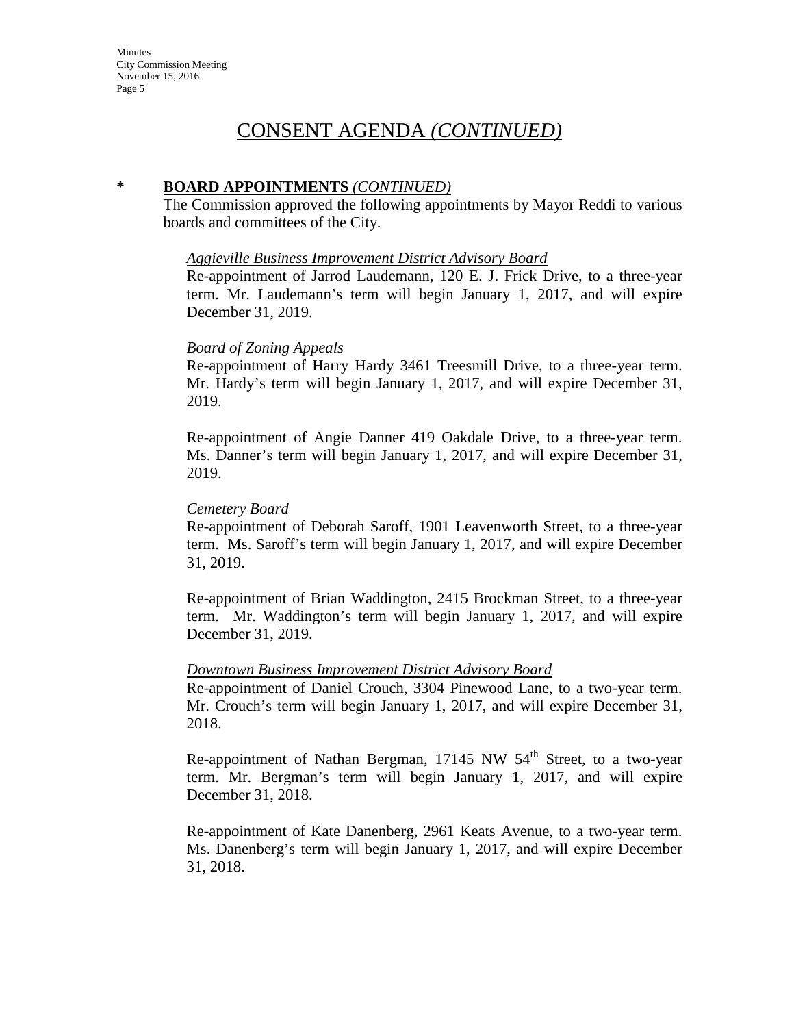# CONSENT AGENDA *(CONTINUED)*

**\* BOARD APPOINTMENTS** *(CONTINUED)*

The Commission approved the following appointments by Mayor Reddi to various boards and committees of the City.

*Aggieville Business Improvement District Advisory Board*

Re-appointment of Jarrod Laudemann, 120 E. J. Frick Drive, to a three-year term. Mr. Laudemann's term will begin January 1, 2017, and will expire December 31, 2019.

*Board of Zoning Appeals*

Re-appointment of Harry Hardy 3461 Treesmill Drive, to a three-year term. Mr. Hardy's term will begin January 1, 2017, and will expire December 31, 2019.

Re-appointment of Angie Danner 419 Oakdale Drive, to a three-year term. Ms. Danner's term will begin January 1, 2017, and will expire December 31, 2019.

*Cemetery Board*

Re-appointment of Deborah Saroff, 1901 Leavenworth Street, to a three-year term. Ms. Saroff's term will begin January 1, 2017, and will expire December 31, 2019.

Re-appointment of Brian Waddington, 2415 Brockman Street, to a three-year term. Mr. Waddington's term will begin January 1, 2017, and will expire December 31, 2019.

*Downtown Business Improvement District Advisory Board*

Re-appointment of Daniel Crouch, 3304 Pinewood Lane, to a two-year term. Mr. Crouch's term will begin January 1, 2017, and will expire December 31, 2018.

Re-appointment of Nathan Bergman, 17145 NW 54th Street, to a two-year term. Mr. Bergman's term will begin January 1, 2017, and will expire December 31, 2018.

Re-appointment of Kate Danenberg, 2961 Keats Avenue, to a two-year term. Ms. Danenberg's term will begin January 1, 2017, and will expire December 31, 2018.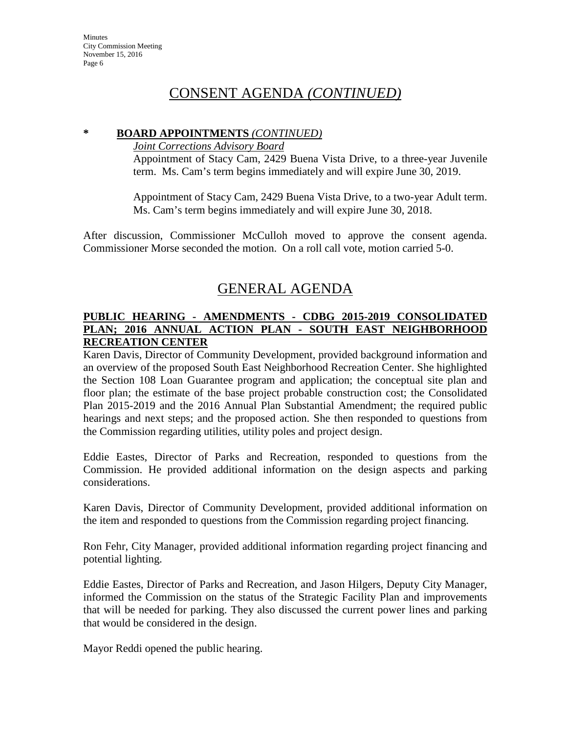# CONSENT AGENDA *(CONTINUED)*

**\* BOARD APPOINTMENTS** *(CONTINUED)*

*Joint Corrections Advisory Board*

Appointment of Stacy Cam, 2429 Buena Vista Drive, to a three-year Juvenile term. Ms. Cam's term begins immediately and will expire June 30, 2019.

Appointment of Stacy Cam, 2429 Buena Vista Drive, to a two-year Adult term. Ms. Cam's term begins immediately and will expire June 30, 2018.

After discussion, Commissioner McCulloh moved to approve the consent agenda. Commissioner Morse seconded the motion. On a roll call vote, motion carried 5-0.

# GENERAL AGENDA

**PUBLIC HEARING - AMENDMENTS - CDBG 2015-2019 CONSOLIDATED PLAN; 2016 ANNUAL ACTION PLAN - SOUTH EAST NEIGHBORHOOD RECREATION CENTER**

Karen Davis, Director of Community Development, provided background information and an overview of the proposed South East Neighborhood Recreation Center. She highlighted the Section 108 Loan Guarantee program and application; the conceptual site plan and floor plan; the estimate of the base project probable construction cost; the Consolidated Plan 2015-2019 and the 2016 Annual Plan Substantial Amendment; the required public hearings and next steps; and the proposed action. She then responded to questions from the Commission regarding utilities, utility poles and project design.

Eddie Eastes, Director of Parks and Recreation, responded to questions from the Commission. He provided additional information on the design aspects and parking considerations.

Karen Davis, Director of Community Development, provided additional information on the item and responded to questions from the Commission regarding project financing.

Ron Fehr, City Manager, provided additional information regarding project financing and potential lighting.

Eddie Eastes, Director of Parks and Recreation, and Jason Hilgers, Deputy City Manager, informed the Commission on the status of the Strategic Facility Plan and improvements that will be needed for parking. They also discussed the current power lines and parking that would be considered in the design.

Mayor Reddi opened the public hearing.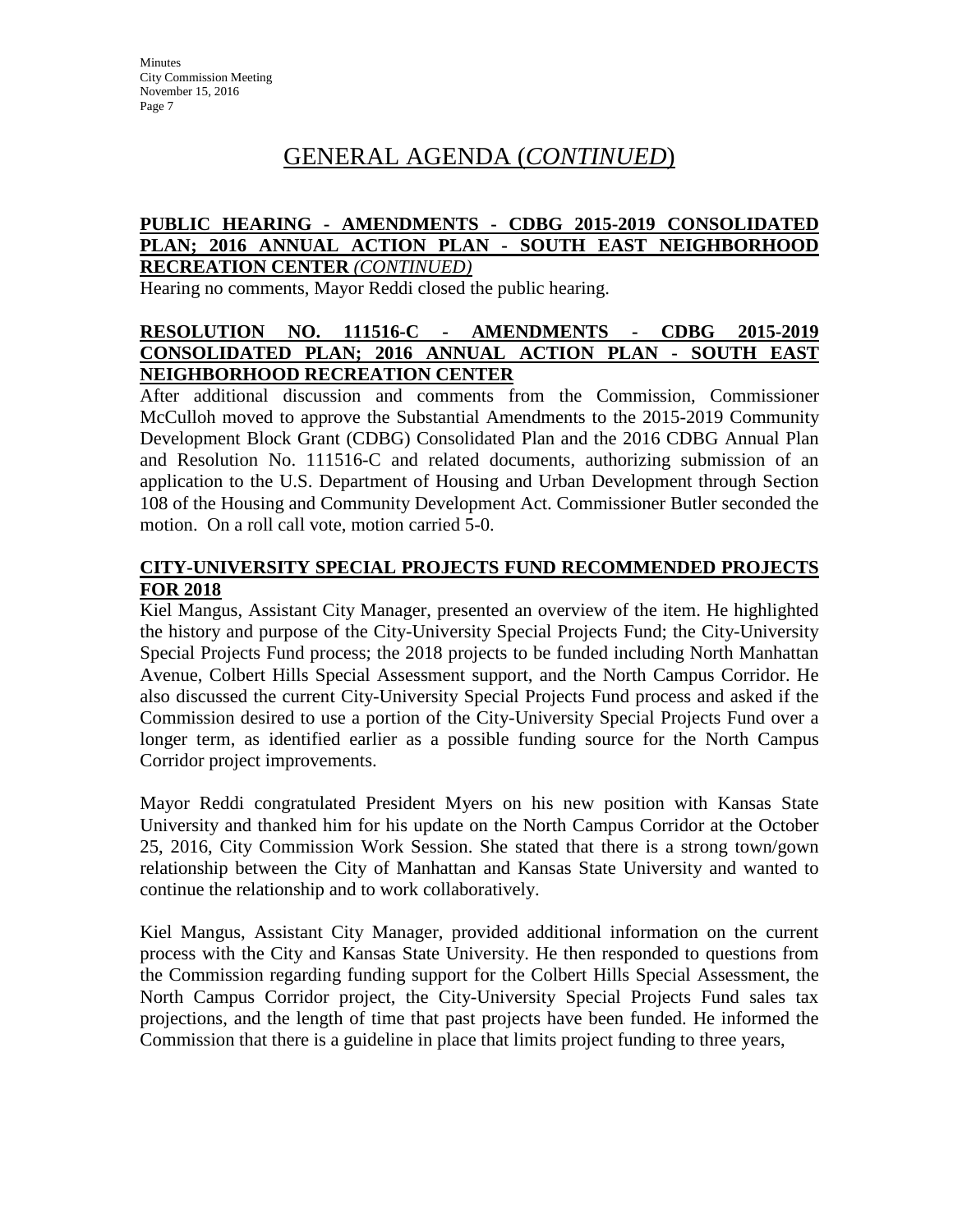# GENERAL AGENDA (*CONTINUED*)

**PUBLIC HEARING - AMENDMENTS - CDBG 2015-2019 CONSOLIDATED PLAN; 2016 ANNUAL ACTION PLAN - SOUTH EAST NEIGHBORHOOD RECREATION CENTER *(CONTINUED)***

Hearing no comments, Mayor Reddi closed the public hearing.

**RESOLUTION NO. 111516-C - AMENDMENTS - CDBG 2015-2019 CONSOLIDATED PLAN; 2016 ANNUAL ACTION PLAN - SOUTH EAST NEIGHBORHOOD RECREATION CENTER**

After additional discussion and comments from the Commission, Commissioner McCulloh moved to approve the Substantial Amendments to the 2015-2019 Community Development Block Grant (CDBG) Consolidated Plan and the 2016 CDBG Annual Plan and Resolution No. 111516-C and related documents, authorizing submission of an application to the U.S. Department of Housing and Urban Development through Section 108 of the Housing and Community Development Act. Commissioner Butler seconded the motion. On a roll call vote, motion carried 5-0.

**CITY-UNIVERSITY SPECIAL PROJECTS FUND RECOMMENDED PROJECTS FOR 2018**

Kiel Mangus, Assistant City Manager, presented an overview of the item. He highlighted the history and purpose of the City-University Special Projects Fund; the City-University Special Projects Fund process; the 2018 projects to be funded including North Manhattan Avenue, Colbert Hills Special Assessment support, and the North Campus Corridor. He also discussed the current City-University Special Projects Fund process and asked if the Commission desired to use a portion of the City-University Special Projects Fund over a longer term, as identified earlier as a possible funding source for the North Campus Corridor project improvements.

Mayor Reddi congratulated President Myers on his new position with Kansas State University and thanked him for his update on the North Campus Corridor at the October 25, 2016, City Commission Work Session. She stated that there is a strong town/gown relationship between the City of Manhattan and Kansas State University and wanted to continue the relationship and to work collaboratively.

Kiel Mangus, Assistant City Manager, provided additional information on the current process with the City and Kansas State University. He then responded to questions from the Commission regarding funding support for the Colbert Hills Special Assessment, the North Campus Corridor project, the City-University Special Projects Fund sales tax projections, and the length of time that past projects have been funded. He informed the Commission that there is a guideline in place that limits project funding to three years,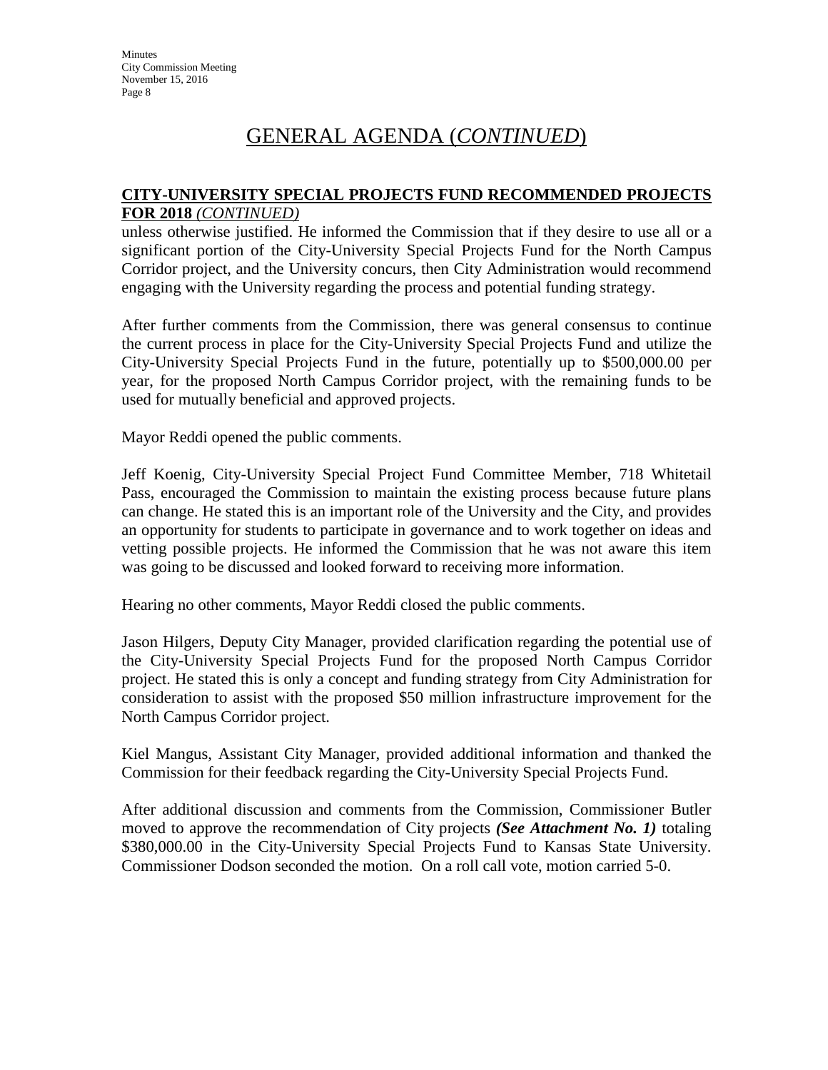# GENERAL AGENDA (*CONTINUED*)

**CITY-UNIVERSITY SPECIAL PROJECTS FUND RECOMMENDED PROJECTS FOR 2018** ***(CONTINUED)***

unless otherwise justified. He informed the Commission that if they desire to use all or a significant portion of the City-University Special Projects Fund for the North Campus Corridor project, and the University concurs, then City Administration would recommend engaging with the University regarding the process and potential funding strategy.

After further comments from the Commission, there was general consensus to continue the current process in place for the City-University Special Projects Fund and utilize the City-University Special Projects Fund in the future, potentially up to $500,000.00 per year, for the proposed North Campus Corridor project, with the remaining funds to be used for mutually beneficial and approved projects.

Mayor Reddi opened the public comments.

Jeff Koenig, City-University Special Project Fund Committee Member, 718 Whitetail Pass, encouraged the Commission to maintain the existing process because future plans can change. He stated this is an important role of the University and the City, and provides an opportunity for students to participate in governance and to work together on ideas and vetting possible projects. He informed the Commission that he was not aware this item was going to be discussed and looked forward to receiving more information.

Hearing no other comments, Mayor Reddi closed the public comments.

Jason Hilgers, Deputy City Manager, provided clarification regarding the potential use of the City-University Special Projects Fund for the proposed North Campus Corridor project. He stated this is only a concept and funding strategy from City Administration for consideration to assist with the proposed $50 million infrastructure improvement for the North Campus Corridor project.

Kiel Mangus, Assistant City Manager, provided additional information and thanked the Commission for their feedback regarding the City-University Special Projects Fund.

After additional discussion and comments from the Commission, Commissioner Butler moved to approve the recommendation of City projects ***(See Attachment No. 1)*** totaling $380,000.00 in the City-University Special Projects Fund to Kansas State University. Commissioner Dodson seconded the motion. On a roll call vote, motion carried 5-0.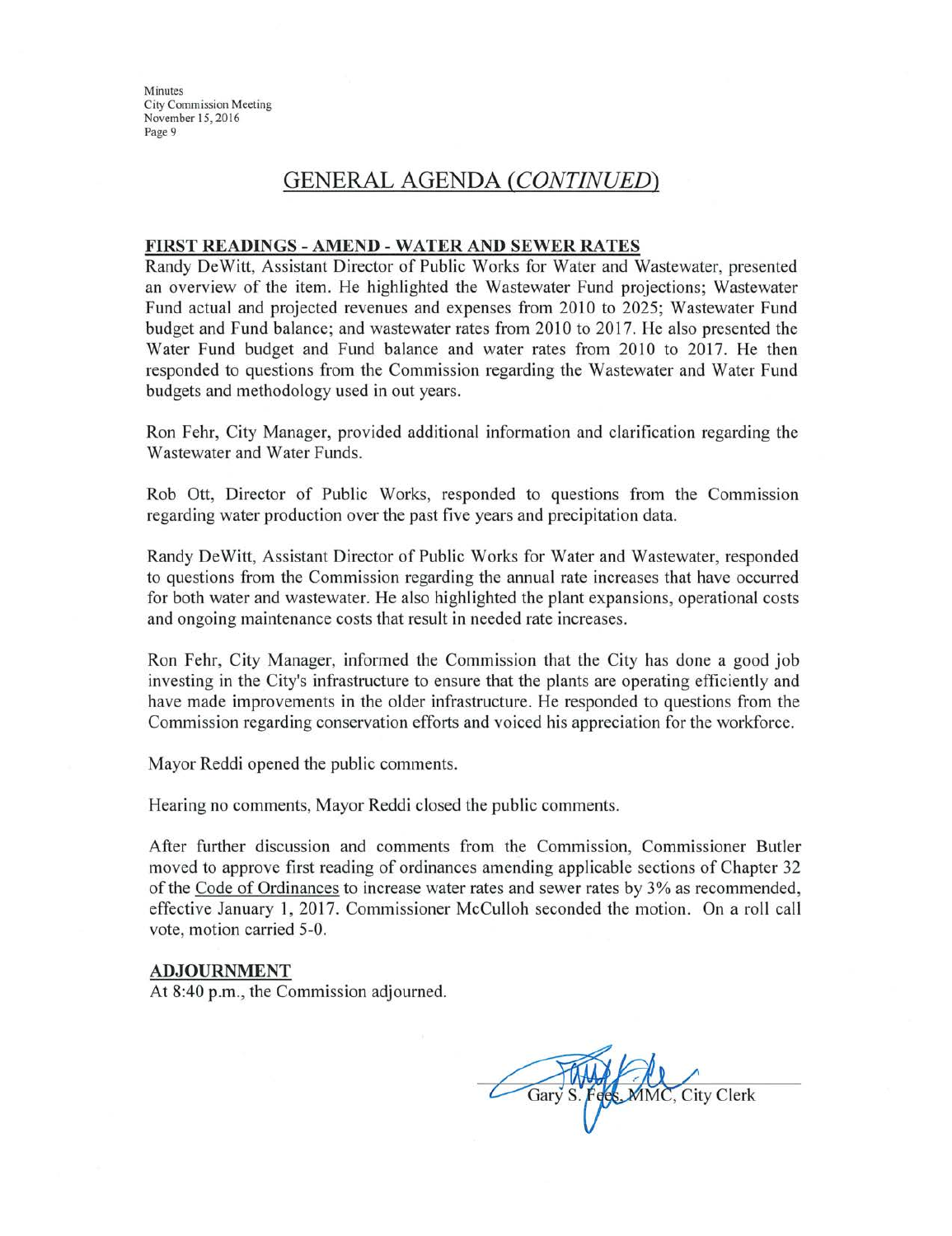## GENERAL AGENDA *(CONTINUED)*

### FIRST READINGS - AMEND - WATER AND SEWER RATES

Randy DeWitt, Assistant Director of Public Works for Water and Wastewater, presented an overview of the item. He highlighted the Wastewater Fund projections; Wastewater Fund actual and projected revenues and expenses from 2010 to 2025; Wastewater Fund budget and Fund balance; and wastewater rates from 2010 to 2017. He also presented the Water Fund budget and Fund balance and water rates from 2010 to 2017. He then responded to questions from the Commission regarding the Wastewater and Water Fund budgets and methodology used in out years.

Ron Fehr, City Manager, provided additional information and clarification regarding the Wastewater and Water Funds.

Rob Ott, Director of Public Works, responded to questions from the Commission regarding water production over the past five years and precipitation data.

Randy DeWitt, Assistant Director of Public Works for Water and Wastewater, responded to questions from the Commission regarding the annual rate increases that have occurred for both water and wastewater. He also highlighted the plant expansions, operational costs and ongoing maintenance costs that result in needed rate increases.

Ron Fehr, City Manager, informed the Commission that the City has done a good job investing in the City's infrastructure to ensure that the plants are operating efficiently and have made improvements in the older infrastructure. He responded to questions from the Commission regarding conservation efforts and voiced his appreciation for the workforce.

Mayor Reddi opened the public comments.

Hearing no comments, Mayor Reddi closed the public comments.

After further discussion and comments from the Commission, Commissioner Butler moved to approve first reading of ordinances amending applicable sections of Chapter 32 of the Code of Ordinances to increase water rates and sewer rates by 3% as recommended, effective January 1, 2017. Commissioner McCulloh seconded the motion. On a roll call vote, motion carried 5-0.

### ADJOURNMENT

At 8:40 p.m., the Commission adjourned.

Gary S. Fees, MMC, City Clerk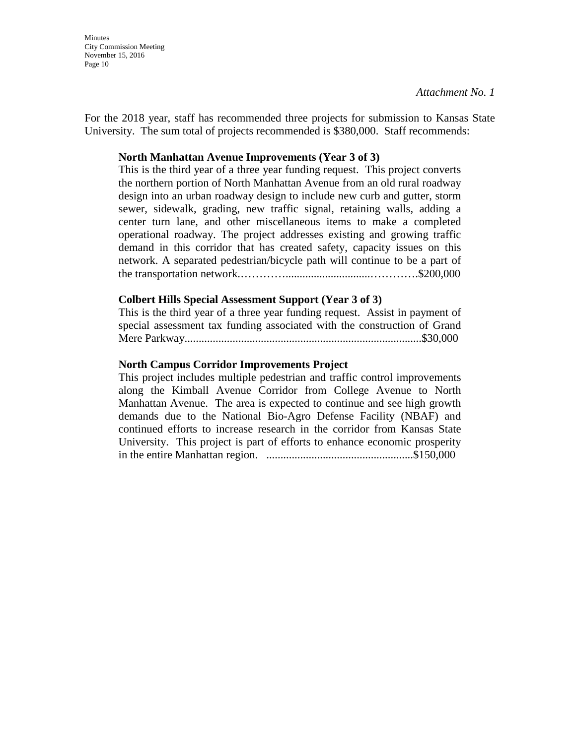*Attachment No. 1*

For the 2018 year, staff has recommended three projects for submission to Kansas State University. The sum total of projects recommended is $380,000. Staff recommends:

**North Manhattan Avenue Improvements (Year 3 of 3)**
This is the third year of a three year funding request. This project converts the northern portion of North Manhattan Avenue from an old rural roadway design into an urban roadway design to include new curb and gutter, storm sewer, sidewalk, grading, new traffic signal, retaining walls, adding a center turn lane, and other miscellaneous items to make a completed operational roadway. The project addresses existing and growing traffic demand in this corridor that has created safety, capacity issues on this network. A separated pedestrian/bicycle path will continue to be a part of the transportation network.…………..............................………….$200,000

**Colbert Hills Special Assessment Support (Year 3 of 3)**
This is the third year of a three year funding request. Assist in payment of special assessment tax funding associated with the construction of Grand Mere Parkway....................................................................................$30,000

**North Campus Corridor Improvements Project**
This project includes multiple pedestrian and traffic control improvements along the Kimball Avenue Corridor from College Avenue to North Manhattan Avenue. The area is expected to continue and see high growth demands due to the National Bio-Agro Defense Facility (NBAF) and continued efforts to increase research in the corridor from Kansas State University. This project is part of efforts to enhance economic prosperity in the entire Manhattan region. ....................................................$150,000